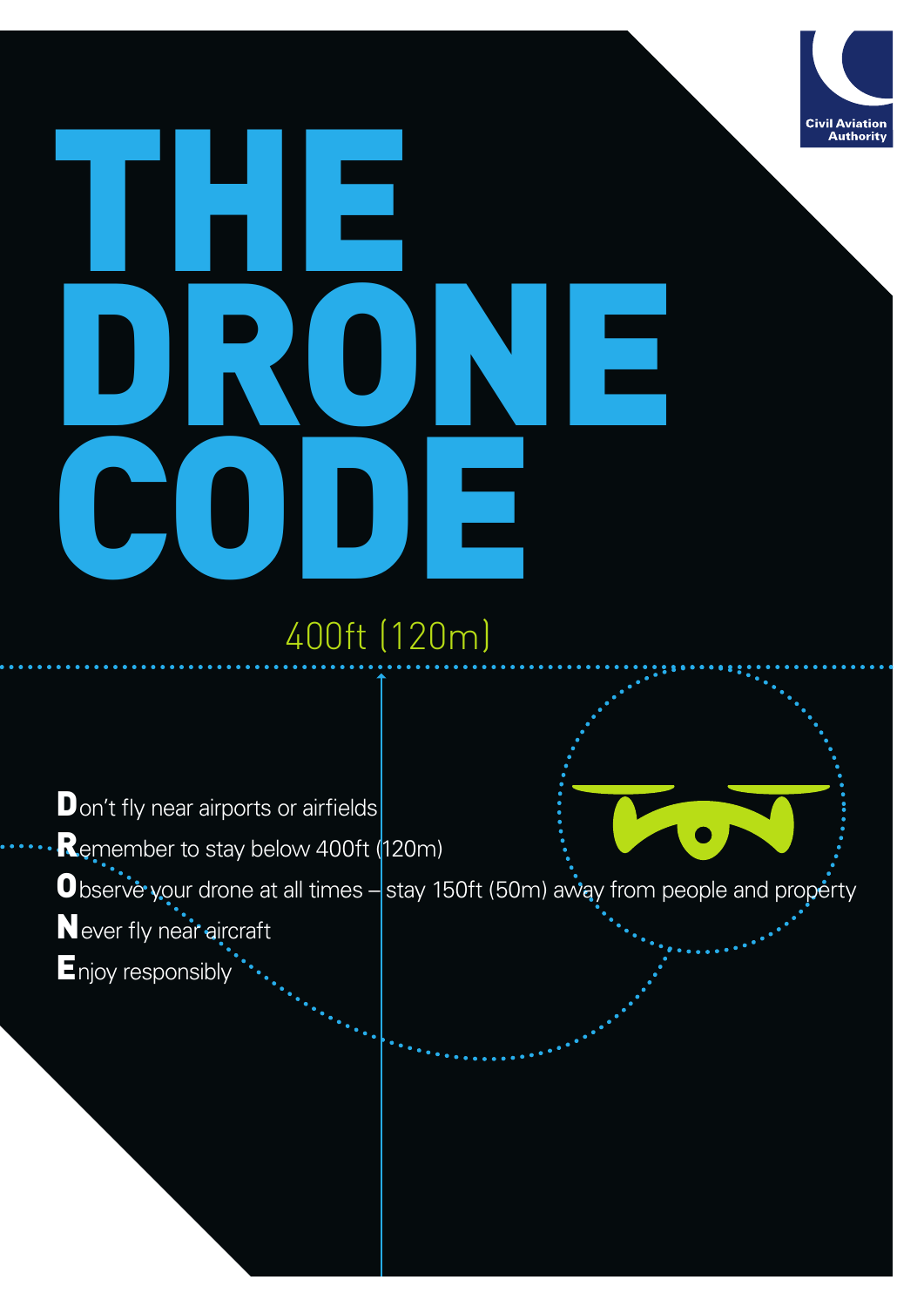Civil Aviation Authority

# THE DRONE CODE

400ft (120m)

**D**on't fly near airports or airfields

**R**emember to stay below 400ft (120m)

**O**bserve your drone at all times – stay 150ft (50m) away from people and property

**N**ever fly near aircraft

**E**njoy responsibly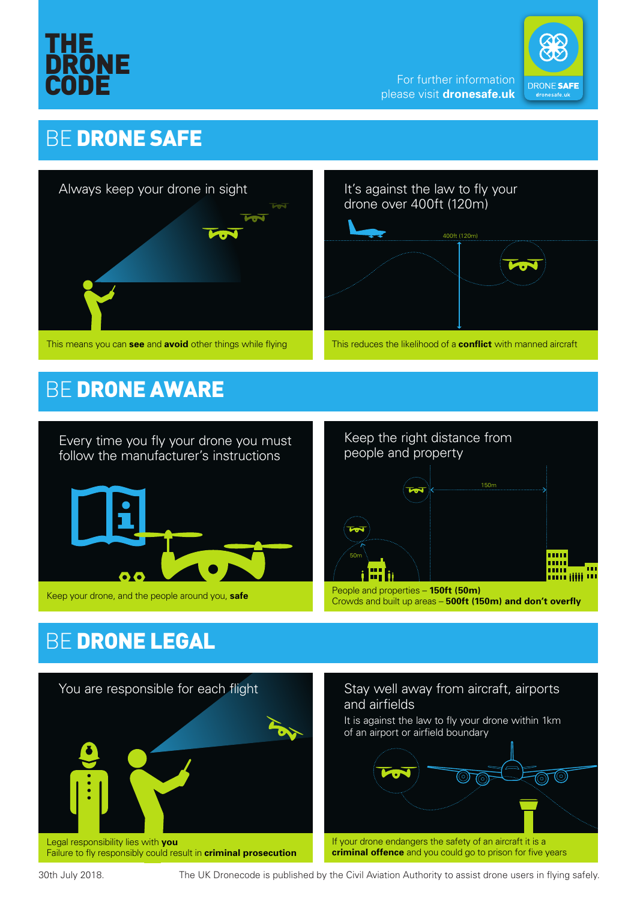# THE DRONE CODE

For further information please visit **dronesafe.uk**

DRONE **SAFE** dronesafe.uk

## BE DRONE SAFE

### Always keep your drone in sight

This means you can **see** and **avoid** other things while flying

### It's against the law to fly your drone over 400ft (120m)

400ft (120m)

This reduces the likelihood of a **conflict** with manned aircraft

## BE DRONE AWARE

### Every time you fly your drone you must follow the manufacturer's instructions

Keep your drone, and the people around you, **safe**

### Keep the right distance from people and property

150m

50m

People and properties – **150ft (50m)**
Crowds and built up areas – **500ft (150m) and don't overfly**

## BE DRONE LEGAL

### You are responsible for each flight

Legal responsibility lies with **you**
Failure to fly responsibly could result in **criminal prosecution**

### Stay well away from aircraft, airports and airfields

It is against the law to fly your drone within 1km of an airport or airfield boundary

If your drone endangers the safety of an aircraft it is a **criminal offence** and you could go to prison for five years

30th July 2018.

The UK Dronecode is published by the Civil Aviation Authority to assist drone users in flying safely.